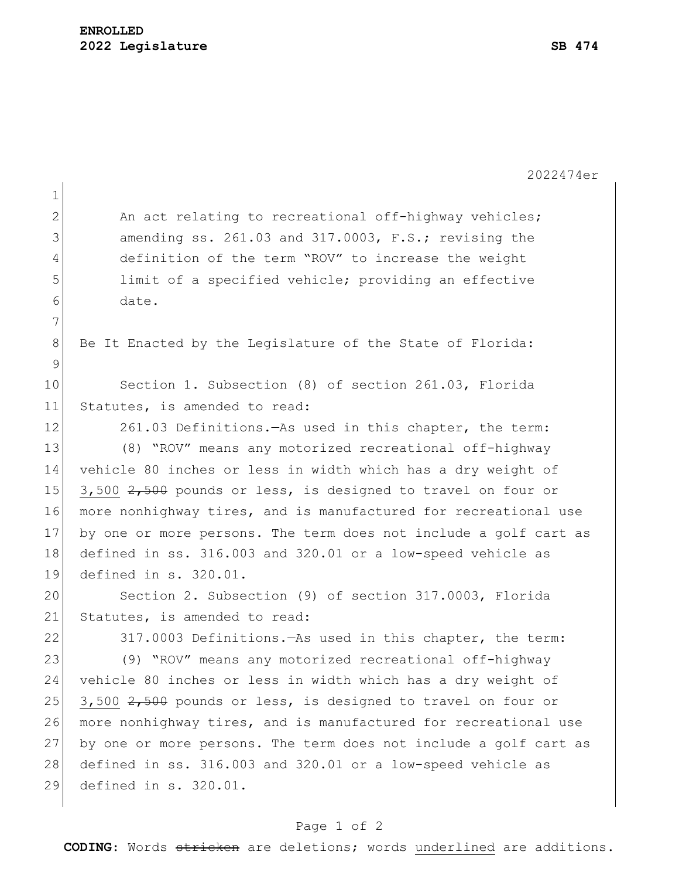**ENROLLED**
**2022 Legislature** **SB 474**

2022474er

An act relating to recreational off-highway vehicles; amending ss. 261.03 and 317.0003, F.S.; revising the definition of the term "ROV" to increase the weight limit of a specified vehicle; providing an effective date.

Be It Enacted by the Legislature of the State of Florida:

Section 1. Subsection (8) of section 261.03, Florida Statutes, is amended to read:

261.03 Definitions.—As used in this chapter, the term:

(8) "ROV" means any motorized recreational off-highway vehicle 80 inches or less in width which has a dry weight of <u>3,500</u> ~~2,500~~ pounds or less, is designed to travel on four or more nonhighway tires, and is manufactured for recreational use by one or more persons. The term does not include a golf cart as defined in ss. 316.003 and 320.01 or a low-speed vehicle as defined in s. 320.01.

Section 2. Subsection (9) of section 317.0003, Florida Statutes, is amended to read:

317.0003 Definitions.—As used in this chapter, the term:

(9) "ROV" means any motorized recreational off-highway vehicle 80 inches or less in width which has a dry weight of <u>3,500</u> ~~2,500~~ pounds or less, is designed to travel on four or more nonhighway tires, and is manufactured for recreational use by one or more persons. The term does not include a golf cart as defined in ss. 316.003 and 320.01 or a low-speed vehicle as defined in s. 320.01.

**CODING:** Words ~~stricken~~ are deletions; words <u>underlined</u> are additions.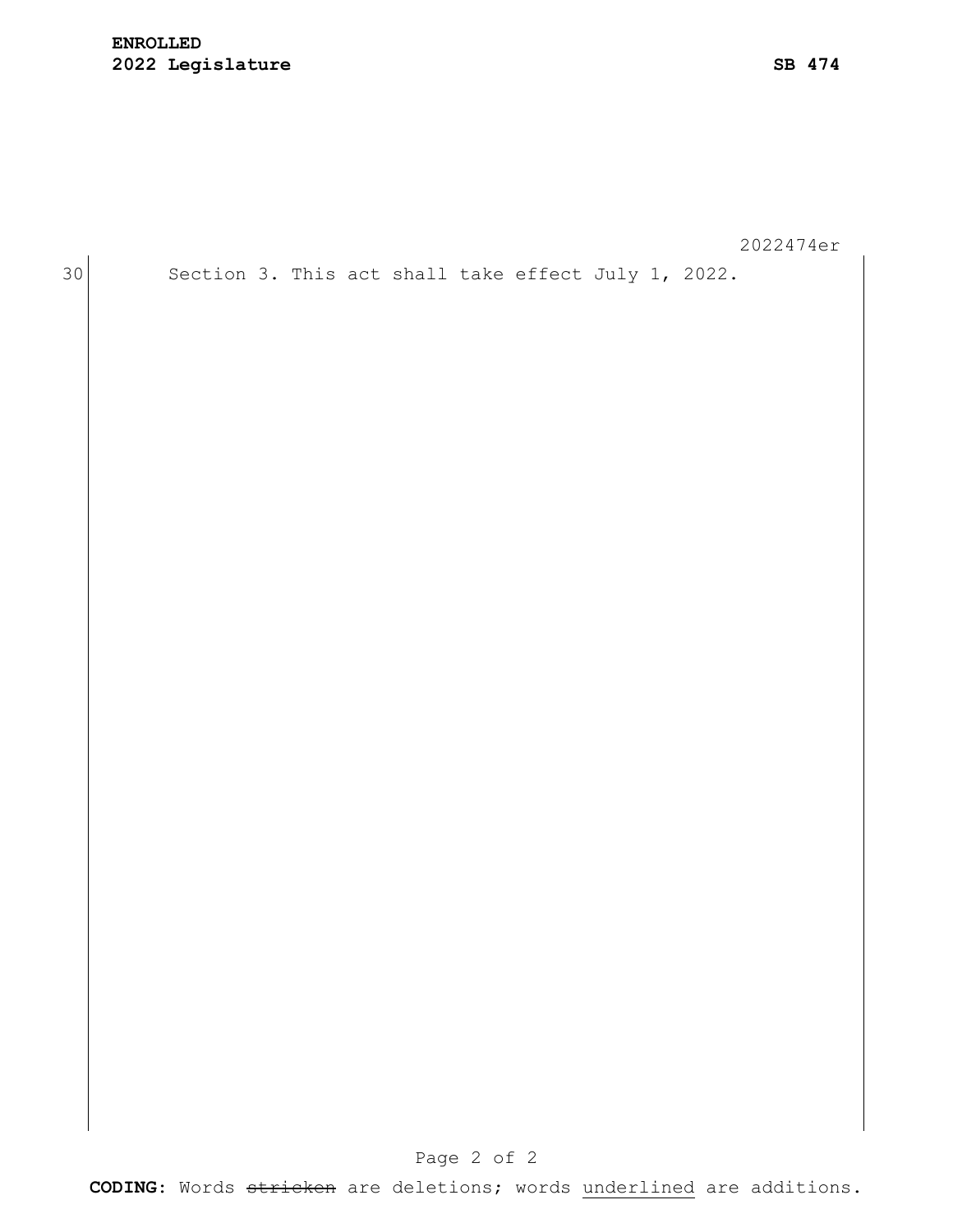Section 3. This act shall take effect July 1, 2022.